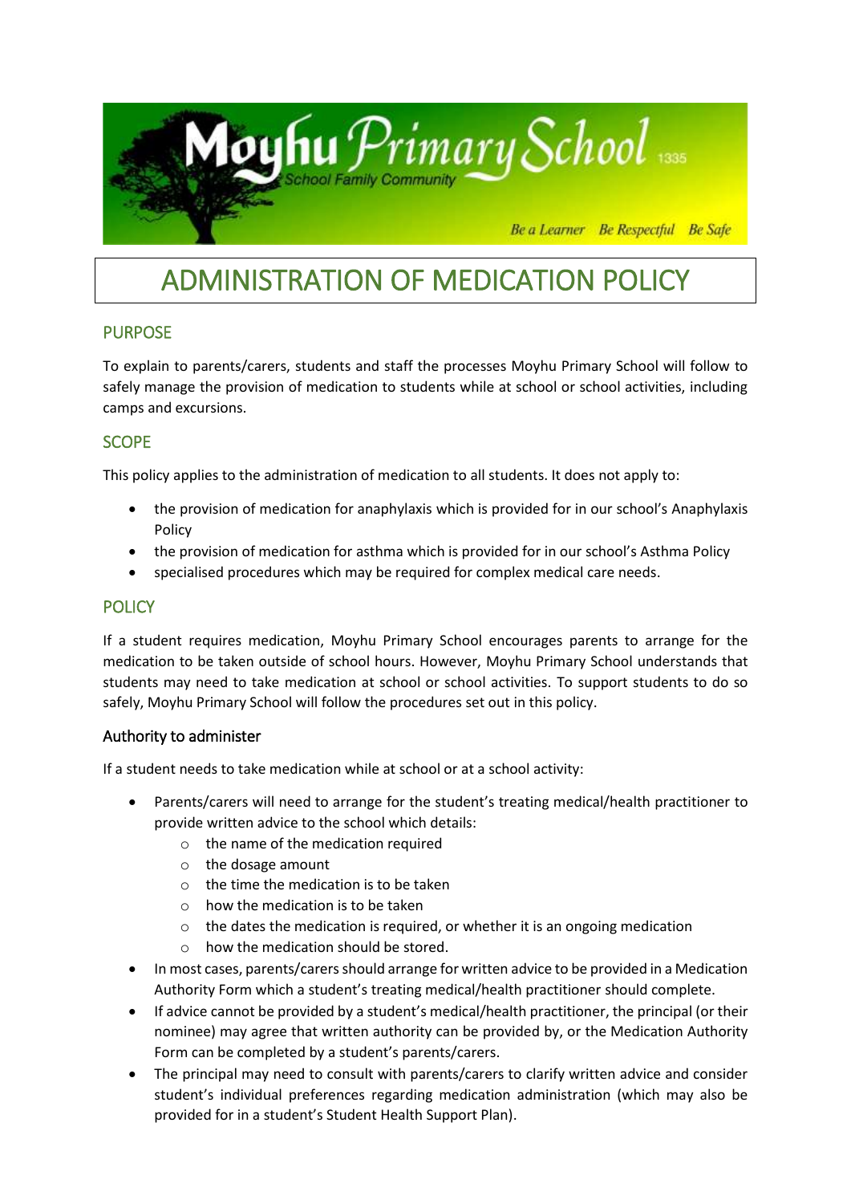Moyhu Primary School 1335

School Family Community

*Be a Learner Be Respectful Be Safe*

# ADMINISTRATION OF MEDICATION POLICY

## PURPOSE

To explain to parents/carers, students and staff the processes Moyhu Primary School will follow to safely manage the provision of medication to students while at school or school activities, including camps and excursions.

## SCOPE

This policy applies to the administration of medication to all students. It does not apply to:

- the provision of medication for anaphylaxis which is provided for in our school's Anaphylaxis Policy
- the provision of medication for asthma which is provided for in our school's Asthma Policy
- specialised procedures which may be required for complex medical care needs.

## POLICY

If a student requires medication, Moyhu Primary School encourages parents to arrange for the medication to be taken outside of school hours. However, Moyhu Primary School understands that students may need to take medication at school or school activities. To support students to do so safely, Moyhu Primary School will follow the procedures set out in this policy.

### Authority to administer

If a student needs to take medication while at school or at a school activity:

- Parents/carers will need to arrange for the student's treating medical/health practitioner to provide written advice to the school which details:
  - the name of the medication required
  - the dosage amount
  - the time the medication is to be taken
  - how the medication is to be taken
  - the dates the medication is required, or whether it is an ongoing medication
  - how the medication should be stored.
- In most cases, parents/carers should arrange for written advice to be provided in a Medication Authority Form which a student's treating medical/health practitioner should complete.
- If advice cannot be provided by a student's medical/health practitioner, the principal (or their nominee) may agree that written authority can be provided by, or the Medication Authority Form can be completed by a student's parents/carers.
- The principal may need to consult with parents/carers to clarify written advice and consider student's individual preferences regarding medication administration (which may also be provided for in a student's Student Health Support Plan).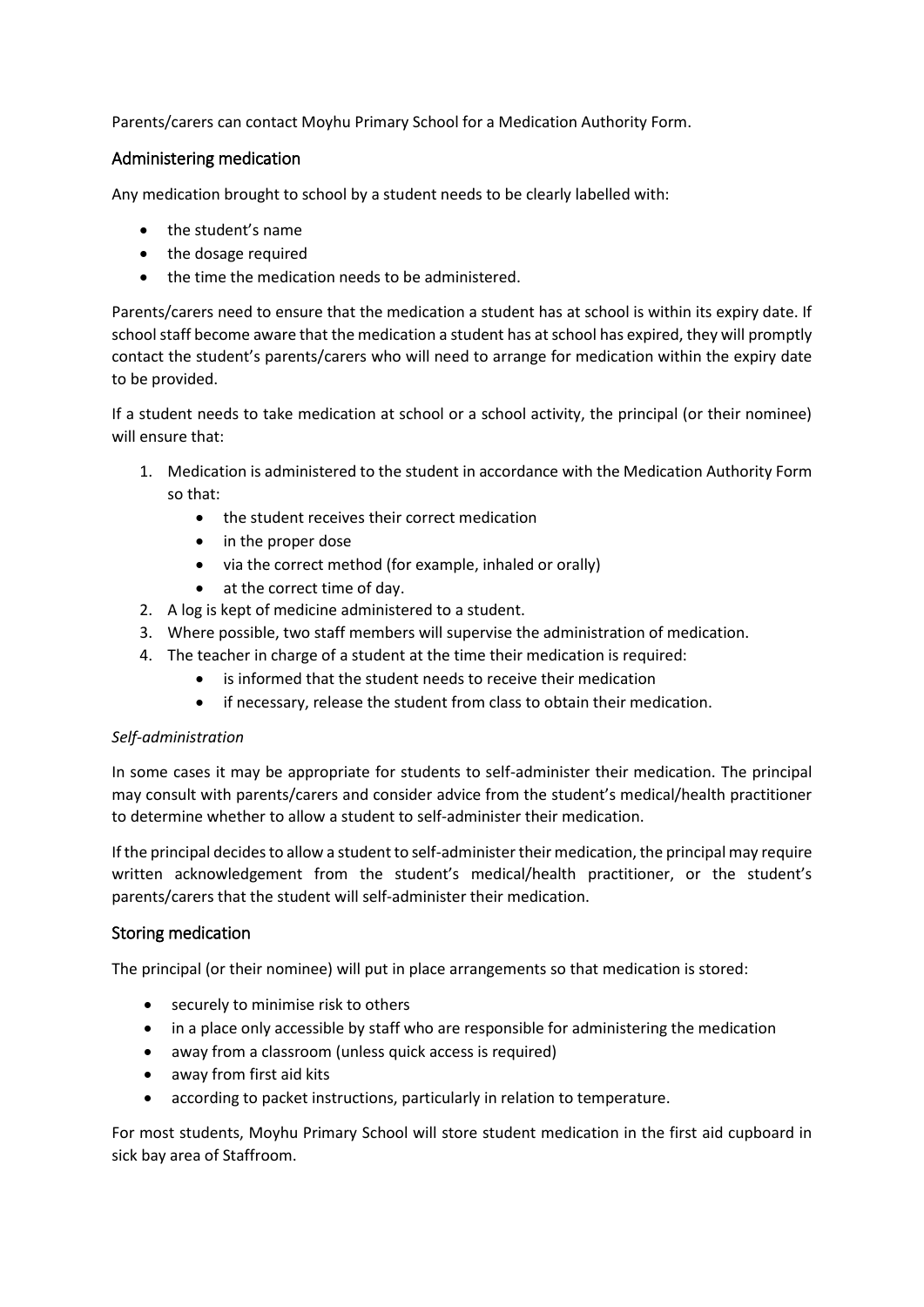Parents/carers can contact Moyhu Primary School for a Medication Authority Form.

## Administering medication

Any medication brought to school by a student needs to be clearly labelled with:

- the student's name
- the dosage required
- the time the medication needs to be administered.

Parents/carers need to ensure that the medication a student has at school is within its expiry date. If school staff become aware that the medication a student has at school has expired, they will promptly contact the student's parents/carers who will need to arrange for medication within the expiry date to be provided.

If a student needs to take medication at school or a school activity, the principal (or their nominee) will ensure that:

1. Medication is administered to the student in accordance with the Medication Authority Form so that:
   - the student receives their correct medication
   - in the proper dose
   - via the correct method (for example, inhaled or orally)
   - at the correct time of day.
2. A log is kept of medicine administered to a student.
3. Where possible, two staff members will supervise the administration of medication.
4. The teacher in charge of a student at the time their medication is required:
   - is informed that the student needs to receive their medication
   - if necessary, release the student from class to obtain their medication.

*Self-administration*

In some cases it may be appropriate for students to self-administer their medication. The principal may consult with parents/carers and consider advice from the student's medical/health practitioner to determine whether to allow a student to self-administer their medication.

If the principal decides to allow a student to self-administer their medication, the principal may require written acknowledgement from the student's medical/health practitioner, or the student's parents/carers that the student will self-administer their medication.

## Storing medication

The principal (or their nominee) will put in place arrangements so that medication is stored:

- securely to minimise risk to others
- in a place only accessible by staff who are responsible for administering the medication
- away from a classroom (unless quick access is required)
- away from first aid kits
- according to packet instructions, particularly in relation to temperature.

For most students, Moyhu Primary School will store student medication in the first aid cupboard in sick bay area of Staffroom.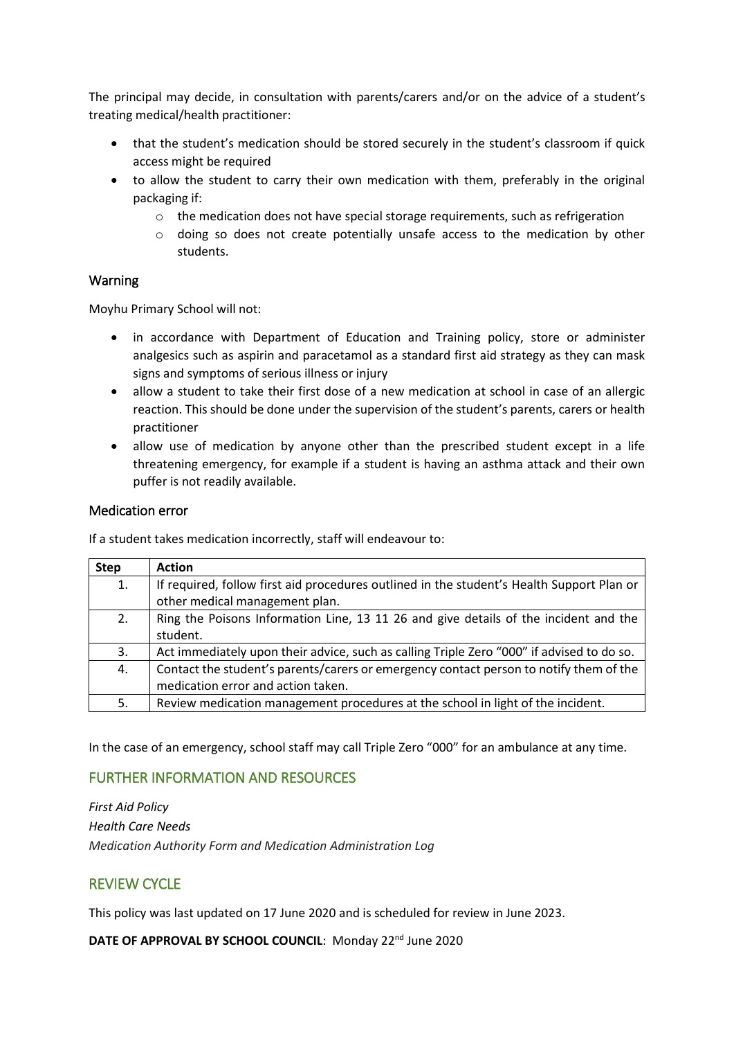The principal may decide, in consultation with parents/carers and/or on the advice of a student's treating medical/health practitioner:

- that the student's medication should be stored securely in the student's classroom if quick access might be required
- to allow the student to carry their own medication with them, preferably in the original packaging if:
    - the medication does not have special storage requirements, such as refrigeration
    - doing so does not create potentially unsafe access to the medication by other students.

### Warning

Moyhu Primary School will not:

- in accordance with Department of Education and Training policy, store or administer analgesics such as aspirin and paracetamol as a standard first aid strategy as they can mask signs and symptoms of serious illness or injury
- allow a student to take their first dose of a new medication at school in case of an allergic reaction. This should be done under the supervision of the student's parents, carers or health practitioner
- allow use of medication by anyone other than the prescribed student except in a life threatening emergency, for example if a student is having an asthma attack and their own puffer is not readily available.

### Medication error

If a student takes medication incorrectly, staff will endeavour to:

| Step | Action |
|---|---|
| 1. | If required, follow first aid procedures outlined in the student's Health Support Plan or other medical management plan. |
| 2. | Ring the Poisons Information Line, 13 11 26 and give details of the incident and the student. |
| 3. | Act immediately upon their advice, such as calling Triple Zero "000" if advised to do so. |
| 4. | Contact the student's parents/carers or emergency contact person to notify them of the medication error and action taken. |
| 5. | Review medication management procedures at the school in light of the incident. |

In the case of an emergency, school staff may call Triple Zero "000" for an ambulance at any time.

## FURTHER INFORMATION AND RESOURCES

*First Aid Policy*
*Health Care Needs*
*Medication Authority Form and Medication Administration Log*

## REVIEW CYCLE

This policy was last updated on 17 June 2020 and is scheduled for review in June 2023.

**DATE OF APPROVAL BY SCHOOL COUNCIL**: Monday 22nd June 2020